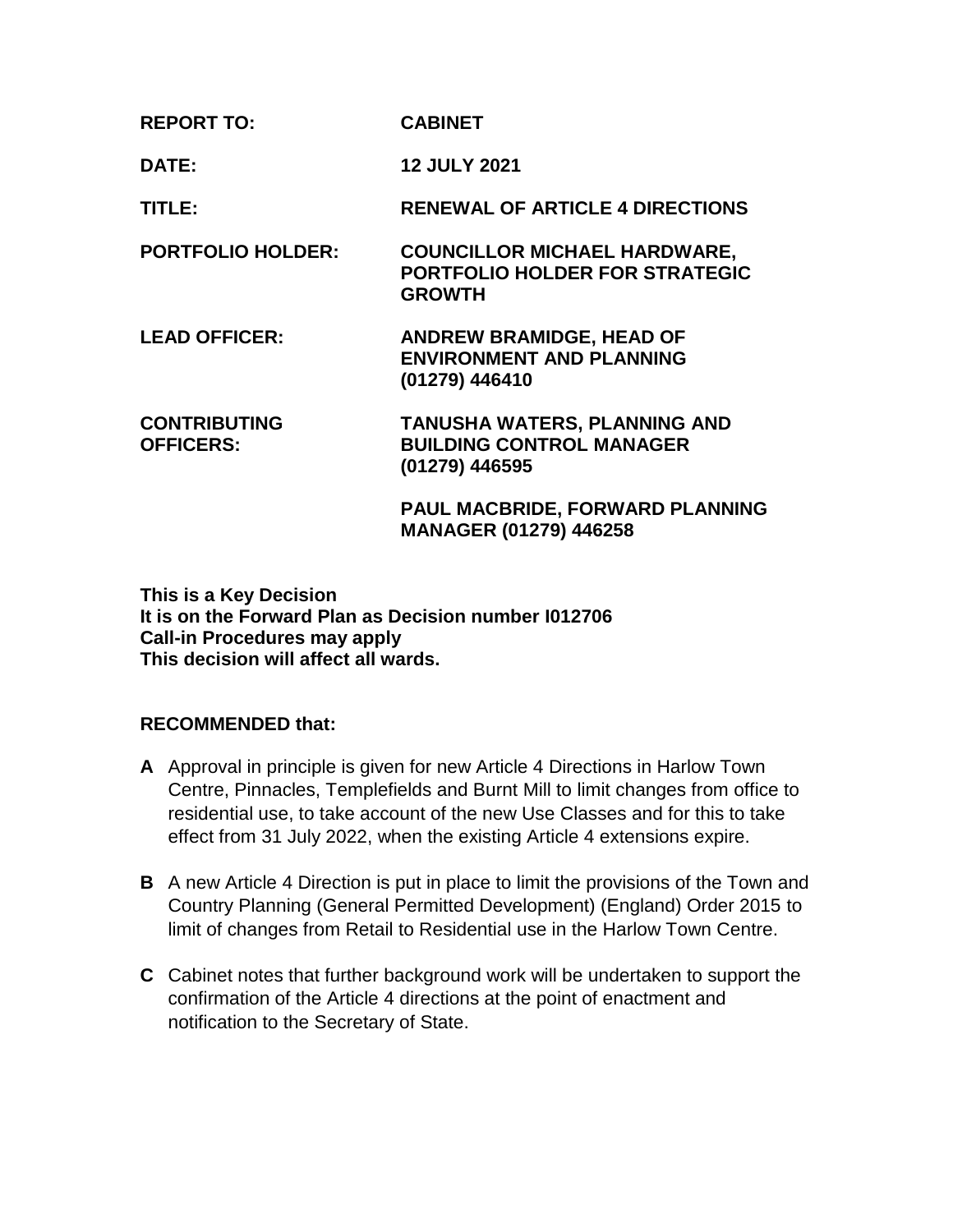| | |
|---|---|
| **REPORT TO:** | **CABINET** |
| **DATE:** | **12 JULY 2021** |
| **TITLE:** | **RENEWAL OF ARTICLE 4 DIRECTIONS** |
| **PORTFOLIO HOLDER:** | **COUNCILLOR MICHAEL HARDWARE, PORTFOLIO HOLDER FOR STRATEGIC GROWTH** |
| **LEAD OFFICER:** | **ANDREW BRAMIDGE, HEAD OF ENVIRONMENT AND PLANNING (01279) 446410** |
| **CONTRIBUTING OFFICERS:** | **TANUSHA WATERS, PLANNING AND BUILDING CONTROL MANAGER (01279) 446595** |
| | **PAUL MACBRIDE, FORWARD PLANNING MANAGER (01279) 446258** |

**This is a Key Decision**
**It is on the Forward Plan as Decision number I012706**
**Call-in Procedures may apply**
**This decision will affect all wards.**

**RECOMMENDED that:**

**A** Approval in principle is given for new Article 4 Directions in Harlow Town Centre, Pinnacles, Templefields and Burnt Mill to limit changes from office to residential use, to take account of the new Use Classes and for this to take effect from 31 July 2022, when the existing Article 4 extensions expire.

**B** A new Article 4 Direction is put in place to limit the provisions of the Town and Country Planning (General Permitted Development) (England) Order 2015 to limit of changes from Retail to Residential use in the Harlow Town Centre.

**C** Cabinet notes that further background work will be undertaken to support the confirmation of the Article 4 directions at the point of enactment and notification to the Secretary of State.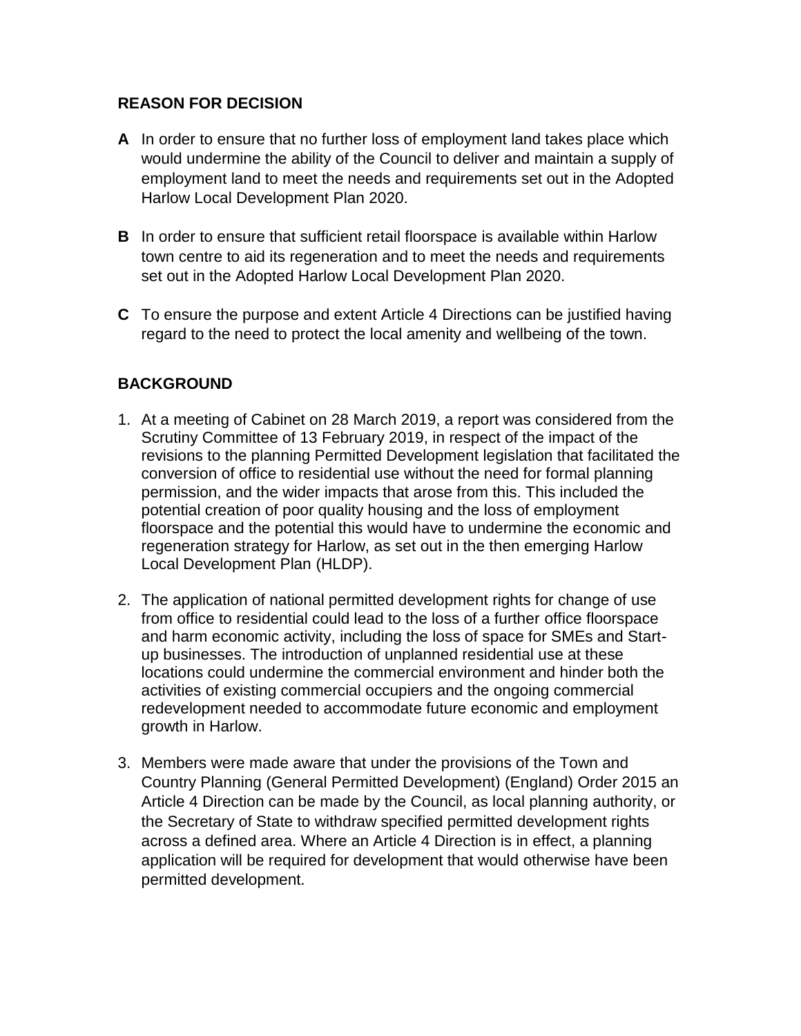## REASON FOR DECISION

**A** In order to ensure that no further loss of employment land takes place which would undermine the ability of the Council to deliver and maintain a supply of employment land to meet the needs and requirements set out in the Adopted Harlow Local Development Plan 2020.

**B** In order to ensure that sufficient retail floorspace is available within Harlow town centre to aid its regeneration and to meet the needs and requirements set out in the Adopted Harlow Local Development Plan 2020.

**C** To ensure the purpose and extent Article 4 Directions can be justified having regard to the need to protect the local amenity and wellbeing of the town.

## BACKGROUND

1. At a meeting of Cabinet on 28 March 2019, a report was considered from the Scrutiny Committee of 13 February 2019, in respect of the impact of the revisions to the planning Permitted Development legislation that facilitated the conversion of office to residential use without the need for formal planning permission, and the wider impacts that arose from this. This included the potential creation of poor quality housing and the loss of employment floorspace and the potential this would have to undermine the economic and regeneration strategy for Harlow, as set out in the then emerging Harlow Local Development Plan (HLDP).

2. The application of national permitted development rights for change of use from office to residential could lead to the loss of a further office floorspace and harm economic activity, including the loss of space for SMEs and Start-up businesses. The introduction of unplanned residential use at these locations could undermine the commercial environment and hinder both the activities of existing commercial occupiers and the ongoing commercial redevelopment needed to accommodate future economic and employment growth in Harlow.

3. Members were made aware that under the provisions of the Town and Country Planning (General Permitted Development) (England) Order 2015 an Article 4 Direction can be made by the Council, as local planning authority, or the Secretary of State to withdraw specified permitted development rights across a defined area. Where an Article 4 Direction is in effect, a planning application will be required for development that would otherwise have been permitted development.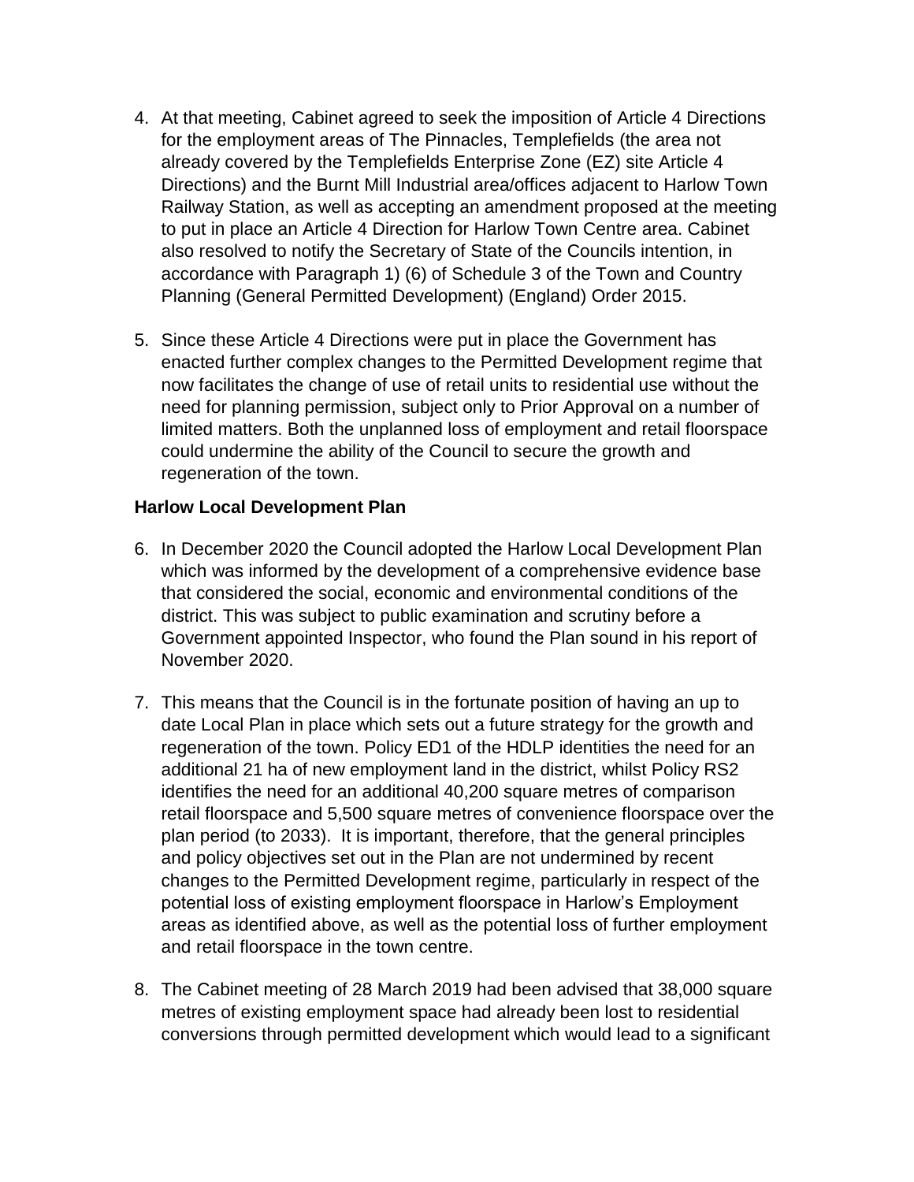4. At that meeting, Cabinet agreed to seek the imposition of Article 4 Directions for the employment areas of The Pinnacles, Templefields (the area not already covered by the Templefields Enterprise Zone (EZ) site Article 4 Directions) and the Burnt Mill Industrial area/offices adjacent to Harlow Town Railway Station, as well as accepting an amendment proposed at the meeting to put in place an Article 4 Direction for Harlow Town Centre area. Cabinet also resolved to notify the Secretary of State of the Councils intention, in accordance with Paragraph 1) (6) of Schedule 3 of the Town and Country Planning (General Permitted Development) (England) Order 2015.

5. Since these Article 4 Directions were put in place the Government has enacted further complex changes to the Permitted Development regime that now facilitates the change of use of retail units to residential use without the need for planning permission, subject only to Prior Approval on a number of limited matters. Both the unplanned loss of employment and retail floorspace could undermine the ability of the Council to secure the growth and regeneration of the town.

**Harlow Local Development Plan**

6. In December 2020 the Council adopted the Harlow Local Development Plan which was informed by the development of a comprehensive evidence base that considered the social, economic and environmental conditions of the district. This was subject to public examination and scrutiny before a Government appointed Inspector, who found the Plan sound in his report of November 2020.

7. This means that the Council is in the fortunate position of having an up to date Local Plan in place which sets out a future strategy for the growth and regeneration of the town. Policy ED1 of the HDLP identities the need for an additional 21 ha of new employment land in the district, whilst Policy RS2 identifies the need for an additional 40,200 square metres of comparison retail floorspace and 5,500 square metres of convenience floorspace over the plan period (to 2033). It is important, therefore, that the general principles and policy objectives set out in the Plan are not undermined by recent changes to the Permitted Development regime, particularly in respect of the potential loss of existing employment floorspace in Harlow's Employment areas as identified above, as well as the potential loss of further employment and retail floorspace in the town centre.

8. The Cabinet meeting of 28 March 2019 had been advised that 38,000 square metres of existing employment space had already been lost to residential conversions through permitted development which would lead to a significant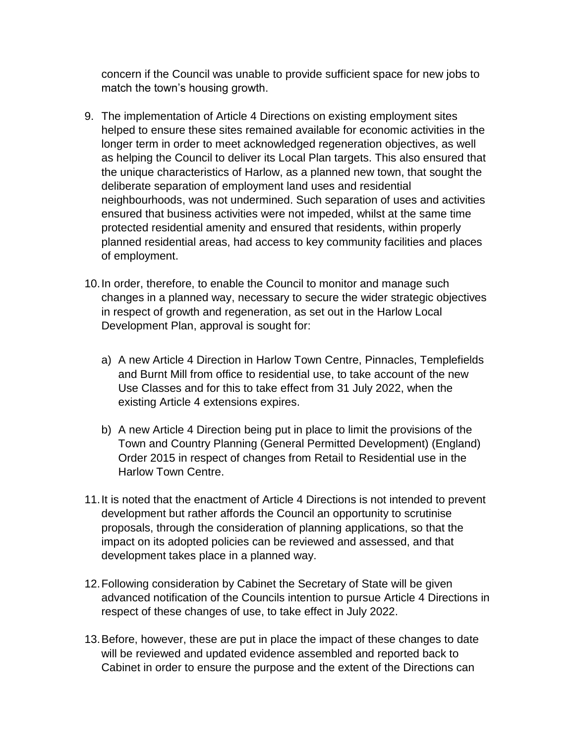concern if the Council was unable to provide sufficient space for new jobs to match the town's housing growth.

9. The implementation of Article 4 Directions on existing employment sites helped to ensure these sites remained available for economic activities in the longer term in order to meet acknowledged regeneration objectives, as well as helping the Council to deliver its Local Plan targets. This also ensured that the unique characteristics of Harlow, as a planned new town, that sought the deliberate separation of employment land uses and residential neighbourhoods, was not undermined. Such separation of uses and activities ensured that business activities were not impeded, whilst at the same time protected residential amenity and ensured that residents, within properly planned residential areas, had access to key community facilities and places of employment.

10. In order, therefore, to enable the Council to monitor and manage such changes in a planned way, necessary to secure the wider strategic objectives in respect of growth and regeneration, as set out in the Harlow Local Development Plan, approval is sought for:

    a) A new Article 4 Direction in Harlow Town Centre, Pinnacles, Templefields and Burnt Mill from office to residential use, to take account of the new Use Classes and for this to take effect from 31 July 2022, when the existing Article 4 extensions expires.

    b) A new Article 4 Direction being put in place to limit the provisions of the Town and Country Planning (General Permitted Development) (England) Order 2015 in respect of changes from Retail to Residential use in the Harlow Town Centre.

11. It is noted that the enactment of Article 4 Directions is not intended to prevent development but rather affords the Council an opportunity to scrutinise proposals, through the consideration of planning applications, so that the impact on its adopted policies can be reviewed and assessed, and that development takes place in a planned way.

12. Following consideration by Cabinet the Secretary of State will be given advanced notification of the Councils intention to pursue Article 4 Directions in respect of these changes of use, to take effect in July 2022.

13. Before, however, these are put in place the impact of these changes to date will be reviewed and updated evidence assembled and reported back to Cabinet in order to ensure the purpose and the extent of the Directions can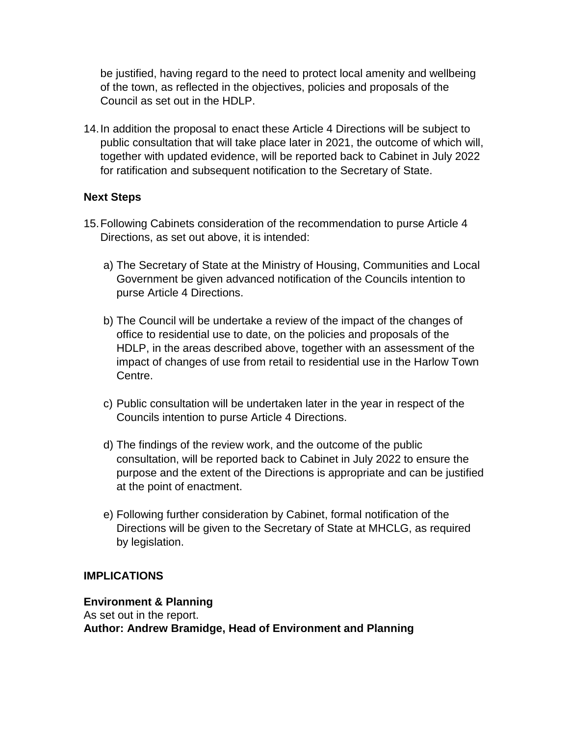be justified, having regard to the need to protect local amenity and wellbeing of the town, as reflected in the objectives, policies and proposals of the Council as set out in the HDLP.

14. In addition the proposal to enact these Article 4 Directions will be subject to public consultation that will take place later in 2021, the outcome of which will, together with updated evidence, will be reported back to Cabinet in July 2022 for ratification and subsequent notification to the Secretary of State.

**Next Steps**

15. Following Cabinets consideration of the recommendation to purse Article 4 Directions, as set out above, it is intended:

    a) The Secretary of State at the Ministry of Housing, Communities and Local Government be given advanced notification of the Councils intention to purse Article 4 Directions.

    b) The Council will be undertake a review of the impact of the changes of office to residential use to date, on the policies and proposals of the HDLP, in the areas described above, together with an assessment of the impact of changes of use from retail to residential use in the Harlow Town Centre.

    c) Public consultation will be undertaken later in the year in respect of the Councils intention to purse Article 4 Directions.

    d) The findings of the review work, and the outcome of the public consultation, will be reported back to Cabinet in July 2022 to ensure the purpose and the extent of the Directions is appropriate and can be justified at the point of enactment.

    e) Following further consideration by Cabinet, formal notification of the Directions will be given to the Secretary of State at MHCLG, as required by legislation.

**IMPLICATIONS**

**Environment & Planning**
As set out in the report.
**Author: Andrew Bramidge, Head of Environment and Planning**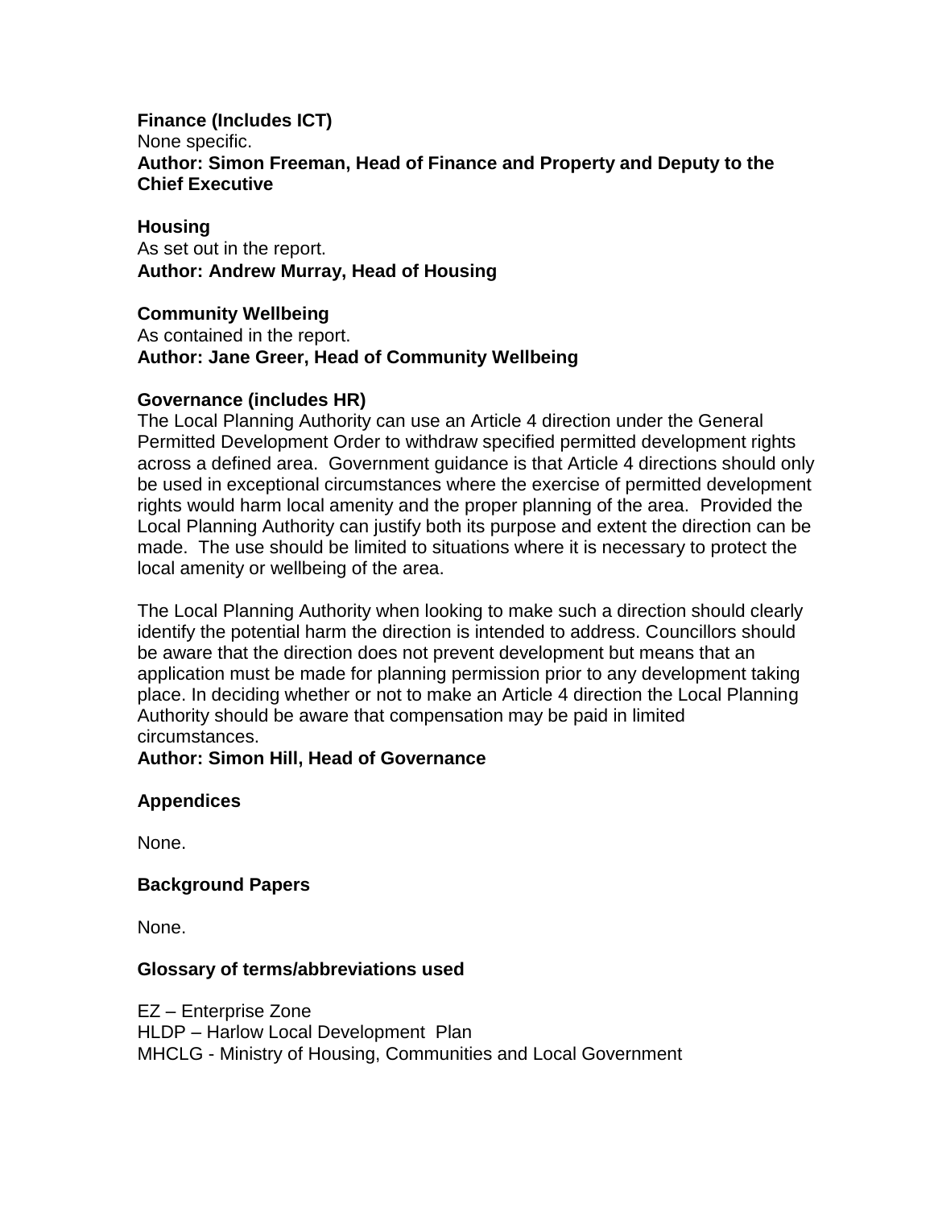**Finance (Includes ICT)**
None specific.
**Author: Simon Freeman, Head of Finance and Property and Deputy to the Chief Executive**

**Housing**
As set out in the report.
**Author: Andrew Murray, Head of Housing**

**Community Wellbeing**
As contained in the report.
**Author: Jane Greer, Head of Community Wellbeing**

**Governance (includes HR)**
The Local Planning Authority can use an Article 4 direction under the General Permitted Development Order to withdraw specified permitted development rights across a defined area. Government guidance is that Article 4 directions should only be used in exceptional circumstances where the exercise of permitted development rights would harm local amenity and the proper planning of the area. Provided the Local Planning Authority can justify both its purpose and extent the direction can be made. The use should be limited to situations where it is necessary to protect the local amenity or wellbeing of the area.

The Local Planning Authority when looking to make such a direction should clearly identify the potential harm the direction is intended to address. Councillors should be aware that the direction does not prevent development but means that an application must be made for planning permission prior to any development taking place. In deciding whether or not to make an Article 4 direction the Local Planning Authority should be aware that compensation may be paid in limited circumstances.
**Author: Simon Hill, Head of Governance**

**Appendices**

None.

**Background Papers**

None.

**Glossary of terms/abbreviations used**

EZ – Enterprise Zone
HLDP – Harlow Local Development Plan
MHCLG - Ministry of Housing, Communities and Local Government